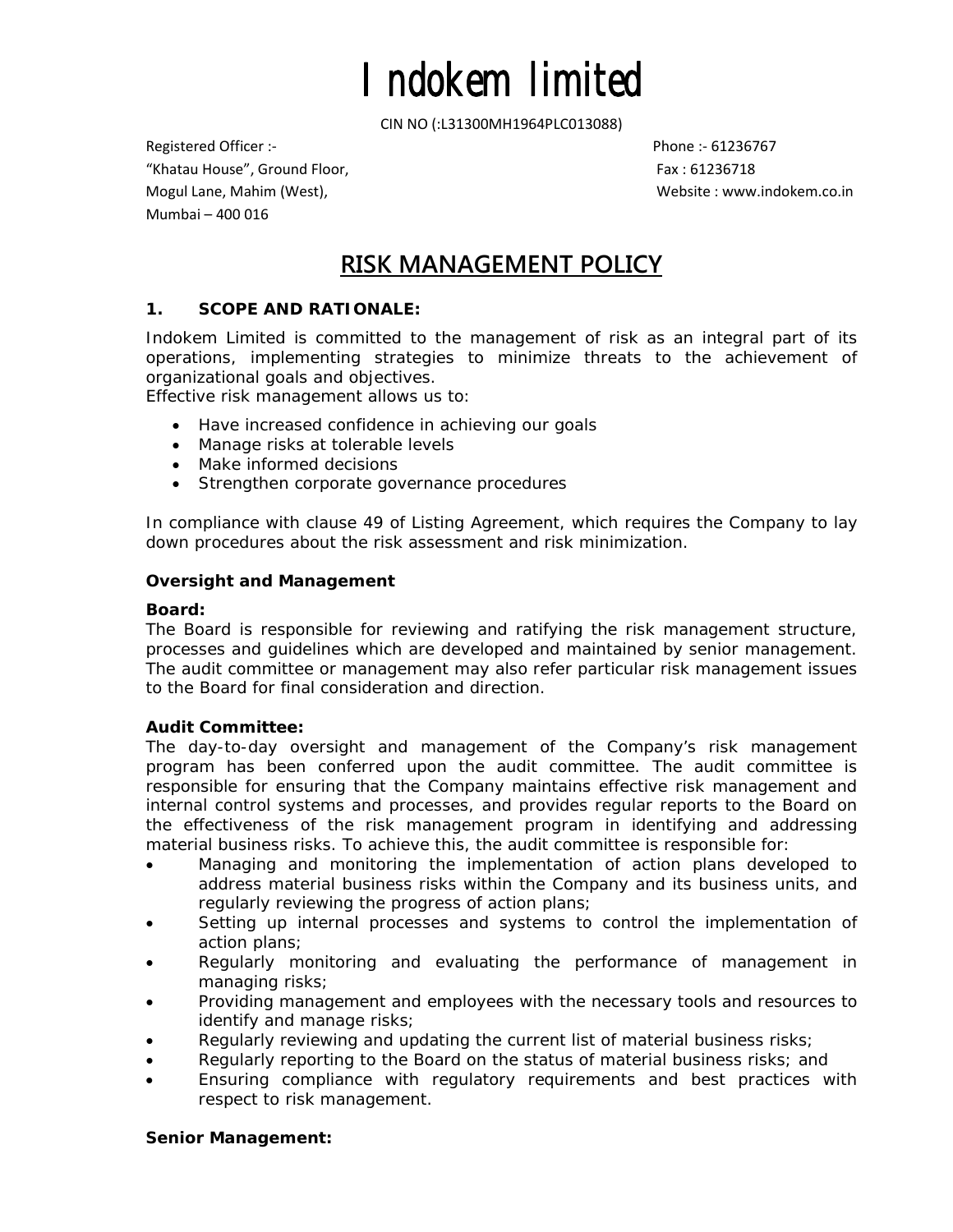# Indokem limited

CIN NO (:L31300MH1964PLC013088)

Registered Officer :-
"Khatau House", Ground Floor,
Mogul Lane, Mahim (West),
Mumbai – 400 016

Phone :- 61236767
Fax : 61236718
Website : www.indokem.co.in

## RISK MANAGEMENT POLICY

### 1. SCOPE AND RATIONALE:

Indokem Limited is committed to the management of risk as an integral part of its operations, implementing strategies to minimize threats to the achievement of organizational goals and objectives.
Effective risk management allows us to:

- Have increased confidence in achieving our goals
- Manage risks at tolerable levels
- Make informed decisions
- Strengthen corporate governance procedures

In compliance with clause 49 of Listing Agreement, which requires the Company to lay down procedures about the risk assessment and risk minimization.

**Oversight and Management**

**Board:**
The Board is responsible for reviewing and ratifying the risk management structure, processes and guidelines which are developed and maintained by senior management. The audit committee or management may also refer particular risk management issues to the Board for final consideration and direction.

**Audit Committee:**
The day-to-day oversight and management of the Company's risk management program has been conferred upon the audit committee. The audit committee is responsible for ensuring that the Company maintains effective risk management and internal control systems and processes, and provides regular reports to the Board on the effectiveness of the risk management program in identifying and addressing material business risks. To achieve this, the audit committee is responsible for:

- Managing and monitoring the implementation of action plans developed to address material business risks within the Company and its business units, and regularly reviewing the progress of action plans;
- Setting up internal processes and systems to control the implementation of action plans;
- Regularly monitoring and evaluating the performance of management in managing risks;
- Providing management and employees with the necessary tools and resources to identify and manage risks;
- Regularly reviewing and updating the current list of material business risks;
- Regularly reporting to the Board on the status of material business risks; and
- Ensuring compliance with regulatory requirements and best practices with respect to risk management.

**Senior Management:**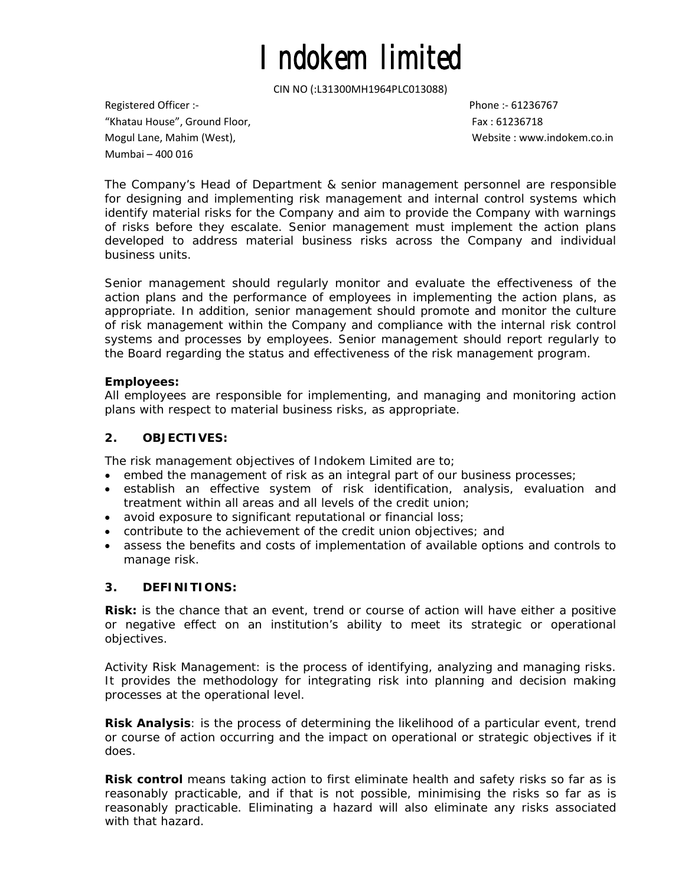The Company's Head of Department & senior management personnel are responsible for designing and implementing risk management and internal control systems which identify material risks for the Company and aim to provide the Company with warnings of risks before they escalate. Senior management must implement the action plans developed to address material business risks across the Company and individual business units.

Senior management should regularly monitor and evaluate the effectiveness of the action plans and the performance of employees in implementing the action plans, as appropriate. In addition, senior management should promote and monitor the culture of risk management within the Company and compliance with the internal risk control systems and processes by employees. Senior management should report regularly to the Board regarding the status and effectiveness of the risk management program.

**Employees:**
All employees are responsible for implementing, and managing and monitoring action plans with respect to material business risks, as appropriate.

## 2. OBJECTIVES:

The risk management objectives of Indokem Limited are to;

- embed the management of risk as an integral part of our business processes;
- establish an effective system of risk identification, analysis, evaluation and treatment within all areas and all levels of the credit union;
- avoid exposure to significant reputational or financial loss;
- contribute to the achievement of the credit union objectives; and
- assess the benefits and costs of implementation of available options and controls to manage risk.

## 3. DEFINITIONS:

**Risk:** is the chance that an event, trend or course of action will have either a positive or negative effect on an institution's ability to meet its strategic or operational objectives.

Activity Risk Management: is the process of identifying, analyzing and managing risks. It provides the methodology for integrating risk into planning and decision making processes at the operational level.

**Risk Analysis**: is the process of determining the likelihood of a particular event, trend or course of action occurring and the impact on operational or strategic objectives if it does.

**Risk control** means taking action to first eliminate health and safety risks so far as is reasonably practicable, and if that is not possible, minimising the risks so far as is reasonably practicable. Eliminating a hazard will also eliminate any risks associated with that hazard.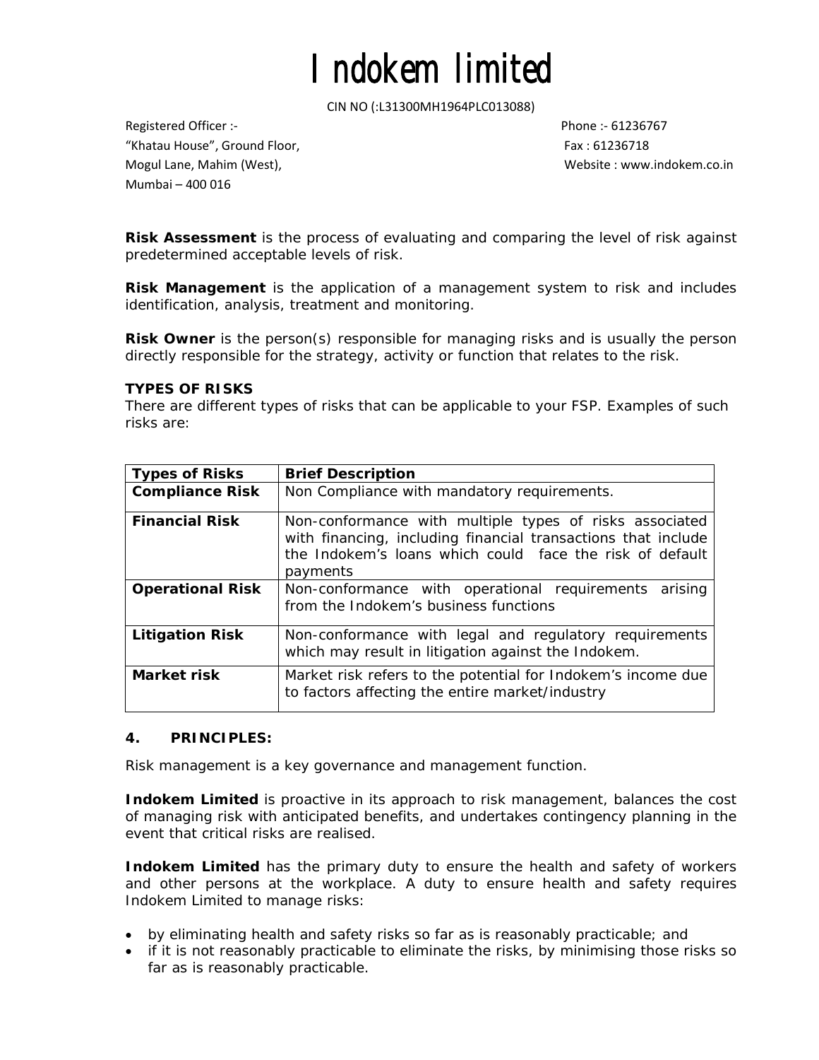# Indokem limited

CIN NO (:L31300MH1964PLC013088)

Registered Officer :-
"Khatau House", Ground Floor,
Mogul Lane, Mahim (West),
Mumbai – 400 016

Phone :- 61236767
Fax : 61236718
Website : www.indokem.co.in

**Risk Assessment** is the process of evaluating and comparing the level of risk against predetermined acceptable levels of risk.

**Risk Management** is the application of a management system to risk and includes identification, analysis, treatment and monitoring.

**Risk Owner** is the person(s) responsible for managing risks and is usually the person directly responsible for the strategy, activity or function that relates to the risk.

**TYPES OF RISKS**

There are different types of risks that can be applicable to your FSP. Examples of such risks are:

| Types of Risks | Brief Description |
|---|---|
| **Compliance Risk** | Non Compliance with mandatory requirements. |
| **Financial Risk** | Non-conformance with multiple types of risks associated with financing, including financial transactions that include the Indokem's loans which could face the risk of default payments |
| **Operational Risk** | Non-conformance with operational requirements arising from the Indokem's business functions |
| **Litigation Risk** | Non-conformance with legal and regulatory requirements which may result in litigation against the Indokem. |
| **Market risk** | Market risk refers to the potential for Indokem's income due to factors affecting the entire market/industry |

**4. PRINCIPLES:**

Risk management is a key governance and management function.

**Indokem Limited** is proactive in its approach to risk management, balances the cost of managing risk with anticipated benefits, and undertakes contingency planning in the event that critical risks are realised.

**Indokem Limited** has the primary duty to ensure the health and safety of workers and other persons at the workplace. A duty to ensure health and safety requires Indokem Limited to manage risks:

- by eliminating health and safety risks so far as is reasonably practicable; and
- if it is not reasonably practicable to eliminate the risks, by minimising those risks so far as is reasonably practicable.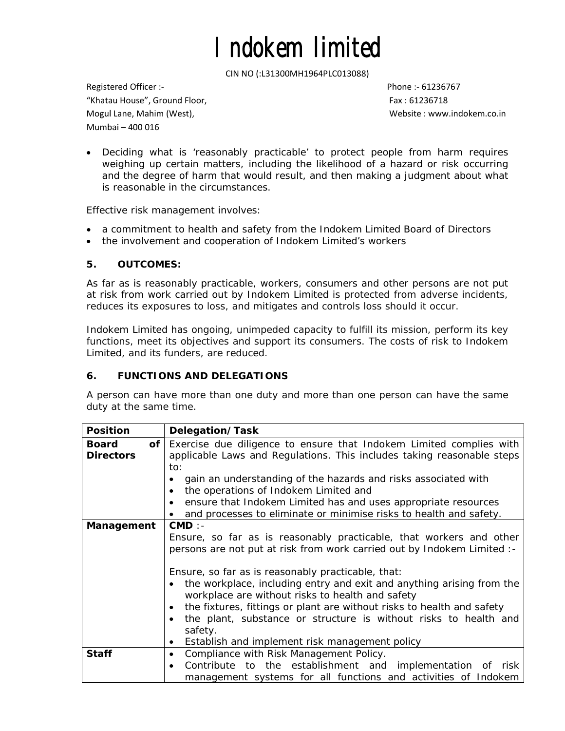- Deciding what is 'reasonably practicable' to protect people from harm requires weighing up certain matters, including the likelihood of a hazard or risk occurring and the degree of harm that would result, and then making a judgment about what is reasonable in the circumstances.

Effective risk management involves:

- a commitment to health and safety from the Indokem Limited Board of Directors
- the involvement and cooperation of Indokem Limited's workers

### 5. OUTCOMES:

As far as is reasonably practicable, workers, consumers and other persons are not put at risk from work carried out by Indokem Limited is protected from adverse incidents, reduces its exposures to loss, and mitigates and controls loss should it occur.

Indokem Limited has ongoing, unimpeded capacity to fulfill its mission, perform its key functions, meet its objectives and support its consumers. The costs of risk to Indokem Limited, and its funders, are reduced.

### 6. FUNCTIONS AND DELEGATIONS

A person can have more than one duty and more than one person can have the same duty at the same time.

| Position | Delegation/Task |
|---|---|
| **Board of Directors** | Exercise due diligence to ensure that Indokem Limited complies with applicable Laws and Regulations. This includes taking reasonable steps to:<br>• gain an understanding of the hazards and risks associated with<br>• the operations of Indokem Limited and<br>• ensure that Indokem Limited has and uses appropriate resources<br>• and processes to eliminate or minimise risks to health and safety. |
| **Management** | **CMD** :-<br>Ensure, so far as is reasonably practicable, that workers and other persons are not put at risk from work carried out by Indokem Limited :-<br><br>Ensure, so far as is reasonably practicable, that:<br>• the workplace, including entry and exit and anything arising from the workplace are without risks to health and safety<br>• the fixtures, fittings or plant are without risks to health and safety<br>• the plant, substance or structure is without risks to health and safety.<br>• Establish and implement risk management policy |
| **Staff** | • Compliance with Risk Management Policy.<br>• Contribute to the establishment and implementation of risk management systems for all functions and activities of Indokem |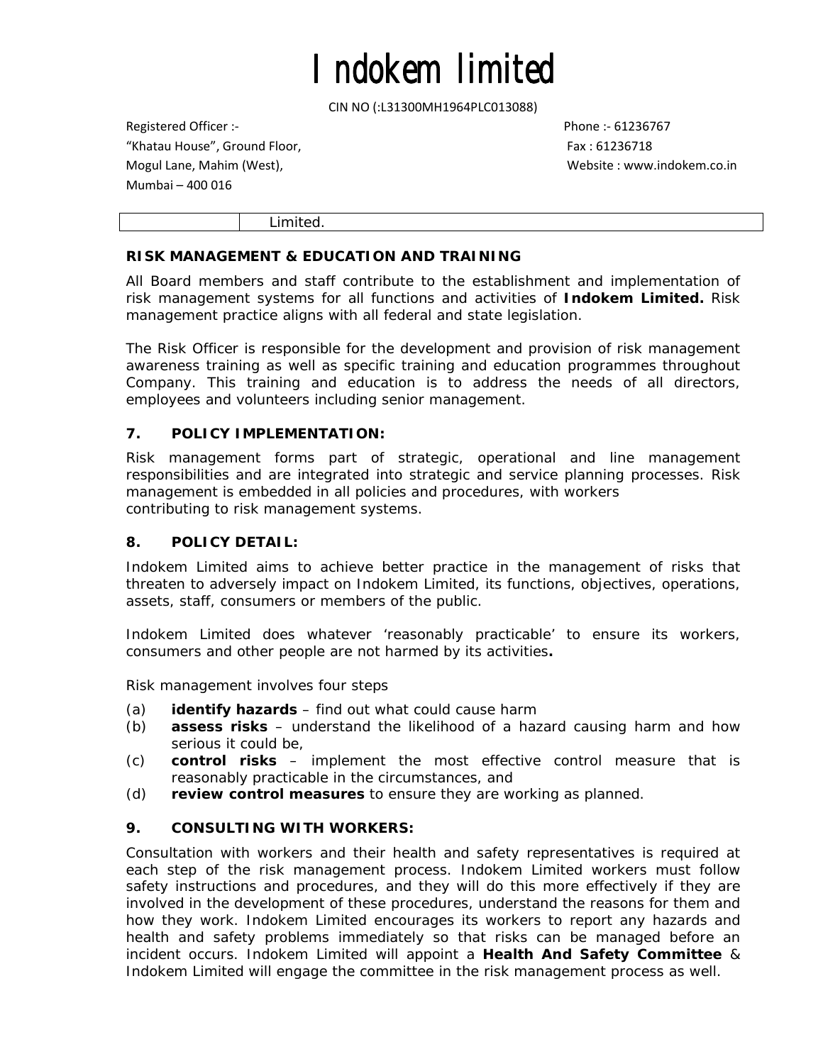|  | Limited. |
|---|---|

**RISK MANAGEMENT & EDUCATION AND TRAINING**

All Board members and staff contribute to the establishment and implementation of risk management systems for all functions and activities of **Indokem Limited.** Risk management practice aligns with all federal and state legislation.

The Risk Officer is responsible for the development and provision of risk management awareness training as well as specific training and education programmes throughout Company. This training and education is to address the needs of all directors, employees and volunteers including senior management.

**7. POLICY IMPLEMENTATION:**

Risk management forms part of strategic, operational and line management responsibilities and are integrated into strategic and service planning processes. Risk management is embedded in all policies and procedures, with workers contributing to risk management systems.

**8. POLICY DETAIL:**

Indokem Limited aims to achieve better practice in the management of risks that threaten to adversely impact on Indokem Limited, its functions, objectives, operations, assets, staff, consumers or members of the public.

Indokem Limited does whatever 'reasonably practicable' to ensure its workers, consumers and other people are not harmed by its activities**.**

Risk management involves four steps

(a) **identify hazards** – find out what could cause harm
(b) **assess risks** – understand the likelihood of a hazard causing harm and how serious it could be,
(c) **control risks** – implement the most effective control measure that is reasonably practicable in the circumstances, and
(d) **review control measures** to ensure they are working as planned.

**9. CONSULTING WITH WORKERS:**

Consultation with workers and their health and safety representatives is required at each step of the risk management process. Indokem Limited workers must follow safety instructions and procedures, and they will do this more effectively if they are involved in the development of these procedures, understand the reasons for them and how they work. Indokem Limited encourages its workers to report any hazards and health and safety problems immediately so that risks can be managed before an incident occurs. Indokem Limited will appoint a **Health And Safety Committee** & Indokem Limited will engage the committee in the risk management process as well.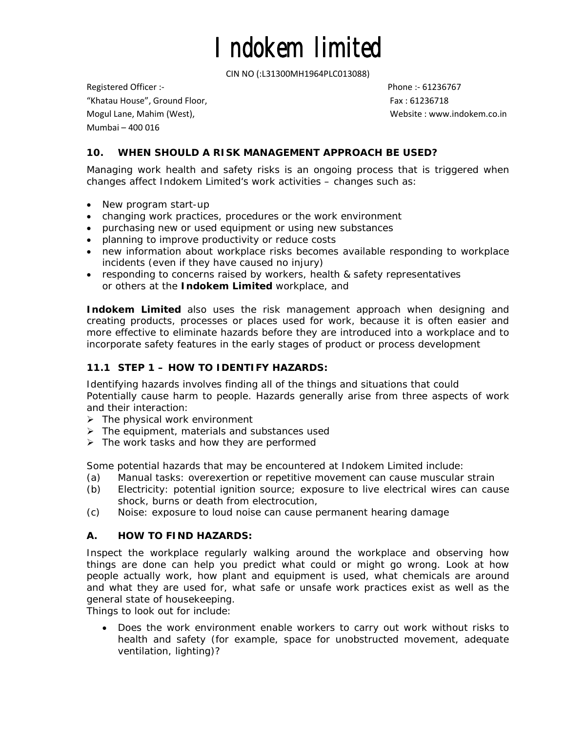# Indokem limited

CIN NO (:L31300MH1964PLC013088)

Registered Officer :-
"Khatau House", Ground Floor,
Mogul Lane, Mahim (West),
Mumbai – 400 016

Phone :- 61236767
Fax : 61236718
Website : www.indokem.co.in

### 10. WHEN SHOULD A RISK MANAGEMENT APPROACH BE USED?

Managing work health and safety risks is an ongoing process that is triggered when changes affect Indokem Limited's work activities – changes such as:

- New program start-up
- changing work practices, procedures or the work environment
- purchasing new or used equipment or using new substances
- planning to improve productivity or reduce costs
- new information about workplace risks becomes available responding to workplace incidents (even if they have caused no injury)
- responding to concerns raised by workers, health & safety representatives or others at the **Indokem Limited** workplace, and

**Indokem Limited** also uses the risk management approach when designing and creating products, processes or places used for work, because it is often easier and more effective to eliminate hazards before they are introduced into a workplace and to incorporate safety features in the early stages of product or process development

### 11.1 STEP 1 – HOW TO IDENTIFY HAZARDS:

Identifying hazards involves finding all of the things and situations that could Potentially cause harm to people. Hazards generally arise from three aspects of work and their interaction:

- The physical work environment
- The equipment, materials and substances used
- The work tasks and how they are performed

Some potential hazards that may be encountered at Indokem Limited include:

(a) Manual tasks: overexertion or repetitive movement can cause muscular strain
(b) Electricity: potential ignition source; exposure to live electrical wires can cause shock, burns or death from electrocution,
(c) Noise: exposure to loud noise can cause permanent hearing damage

### A. HOW TO FIND HAZARDS:

Inspect the workplace regularly walking around the workplace and observing how things are done can help you predict what could or might go wrong. Look at how people actually work, how plant and equipment is used, what chemicals are around and what they are used for, what safe or unsafe work practices exist as well as the general state of housekeeping.
Things to look out for include:

- Does the work environment enable workers to carry out work without risks to health and safety (for example, space for unobstructed movement, adequate ventilation, lighting)?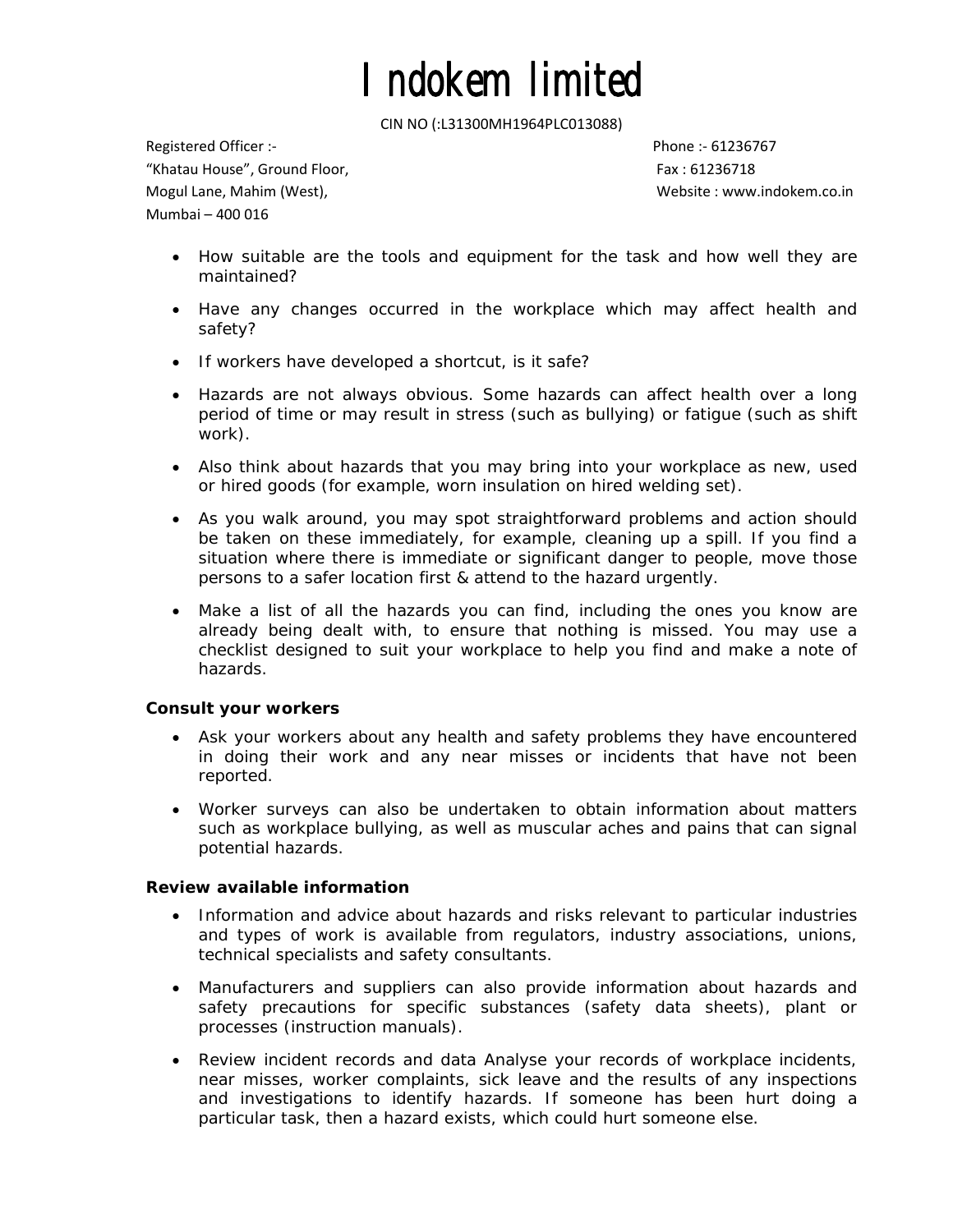- How suitable are the tools and equipment for the task and how well they are maintained?
- Have any changes occurred in the workplace which may affect health and safety?
- If workers have developed a shortcut, is it safe?
- Hazards are not always obvious. Some hazards can affect health over a long period of time or may result in stress (such as bullying) or fatigue (such as shift work).
- Also think about hazards that you may bring into your workplace as new, used or hired goods (for example, worn insulation on hired welding set).
- As you walk around, you may spot straightforward problems and action should be taken on these immediately, for example, cleaning up a spill. If you find a situation where there is immediate or significant danger to people, move those persons to a safer location first & attend to the hazard urgently.
- Make a list of all the hazards you can find, including the ones you know are already being dealt with, to ensure that nothing is missed. You may use a checklist designed to suit your workplace to help you find and make a note of hazards.

**Consult your workers**

- Ask your workers about any health and safety problems they have encountered in doing their work and any near misses or incidents that have not been reported.
- Worker surveys can also be undertaken to obtain information about matters such as workplace bullying, as well as muscular aches and pains that can signal potential hazards.

**Review available information**

- Information and advice about hazards and risks relevant to particular industries and types of work is available from regulators, industry associations, unions, technical specialists and safety consultants.
- Manufacturers and suppliers can also provide information about hazards and safety precautions for specific substances (safety data sheets), plant or processes (instruction manuals).
- Review incident records and data Analyse your records of workplace incidents, near misses, worker complaints, sick leave and the results of any inspections and investigations to identify hazards. If someone has been hurt doing a particular task, then a hazard exists, which could hurt someone else.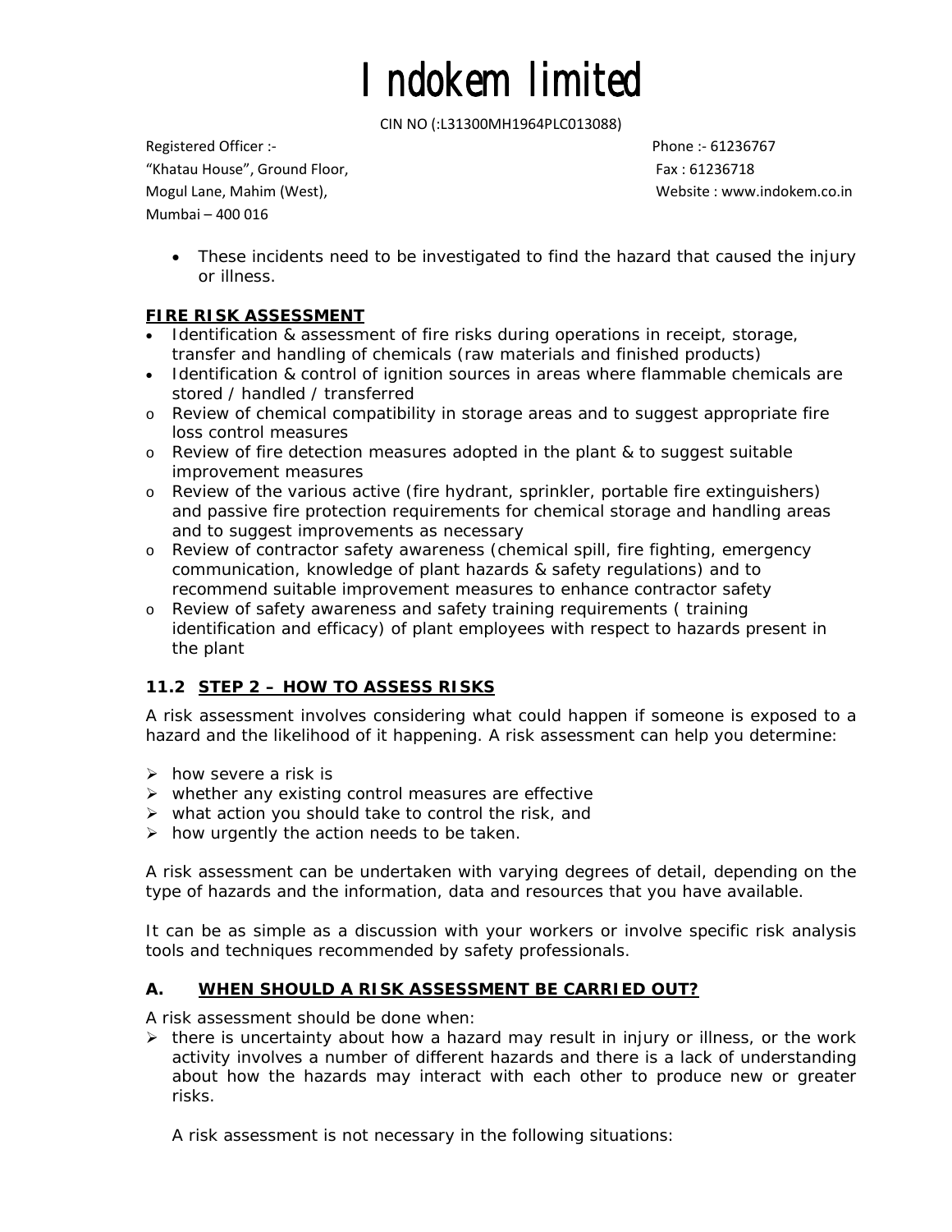- These incidents need to be investigated to find the hazard that caused the injury or illness.

**FIRE RISK ASSESSMENT**

- Identification & assessment of fire risks during operations in receipt, storage, transfer and handling of chemicals (raw materials and finished products)
- Identification & control of ignition sources in areas where flammable chemicals are stored / handled / transferred
  - Review of chemical compatibility in storage areas and to suggest appropriate fire loss control measures
  - Review of fire detection measures adopted in the plant & to suggest suitable improvement measures
  - Review of the various active (fire hydrant, sprinkler, portable fire extinguishers) and passive fire protection requirements for chemical storage and handling areas and to suggest improvements as necessary
  - Review of contractor safety awareness (chemical spill, fire fighting, emergency communication, knowledge of plant hazards & safety regulations) and to recommend suitable improvement measures to enhance contractor safety
  - Review of safety awareness and safety training requirements ( training identification and efficacy) of plant employees with respect to hazards present in the plant

## 11.2 STEP 2 – HOW TO ASSESS RISKS

A risk assessment involves considering what could happen if someone is exposed to a hazard and the likelihood of it happening. A risk assessment can help you determine:

- how severe a risk is
- whether any existing control measures are effective
- what action you should take to control the risk, and
- how urgently the action needs to be taken.

A risk assessment can be undertaken with varying degrees of detail, depending on the type of hazards and the information, data and resources that you have available.

It can be as simple as a discussion with your workers or involve specific risk analysis tools and techniques recommended by safety professionals.

### A. WHEN SHOULD A RISK ASSESSMENT BE CARRIED OUT?

A risk assessment should be done when:

- there is uncertainty about how a hazard may result in injury or illness, or the work activity involves a number of different hazards and there is a lack of understanding about how the hazards may interact with each other to produce new or greater risks.

  A risk assessment is not necessary in the following situations: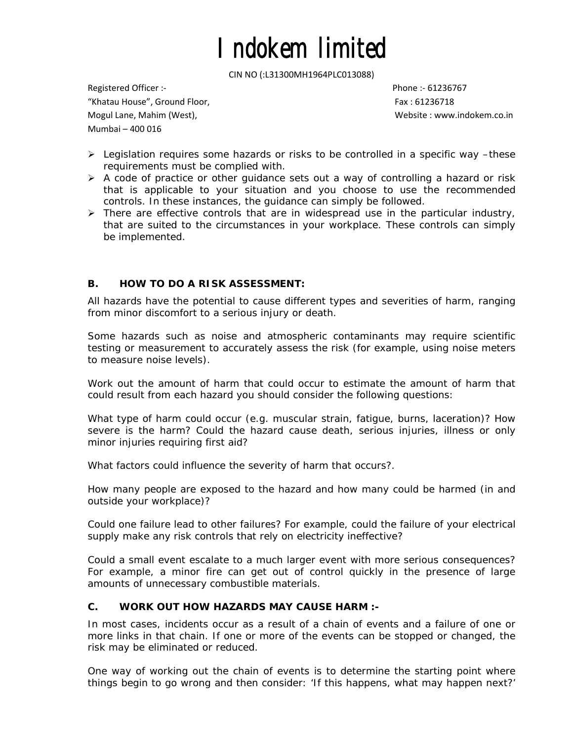# Indokem limited

CIN NO (:L31300MH1964PLC013088)

Registered Officer :-
"Khatau House", Ground Floor,
Mogul Lane, Mahim (West),
Mumbai – 400 016

Phone :- 61236767
Fax : 61236718
Website : www.indokem.co.in

- Legislation requires some hazards or risks to be controlled in a specific way –these requirements must be complied with.
- A code of practice or other guidance sets out a way of controlling a hazard or risk that is applicable to your situation and you choose to use the recommended controls. In these instances, the guidance can simply be followed.
- There are effective controls that are in widespread use in the particular industry, that are suited to the circumstances in your workplace. These controls can simply be implemented.

### B. HOW TO DO A RISK ASSESSMENT:

All hazards have the potential to cause different types and severities of harm, ranging from minor discomfort to a serious injury or death.

Some hazards such as noise and atmospheric contaminants may require scientific testing or measurement to accurately assess the risk (for example, using noise meters to measure noise levels).

Work out the amount of harm that could occur to estimate the amount of harm that could result from each hazard you should consider the following questions:

What type of harm could occur (e.g. muscular strain, fatigue, burns, laceration)? How severe is the harm? Could the hazard cause death, serious injuries, illness or only minor injuries requiring first aid?

What factors could influence the severity of harm that occurs?.

How many people are exposed to the hazard and how many could be harmed (in and outside your workplace)?

Could one failure lead to other failures? For example, could the failure of your electrical supply make any risk controls that rely on electricity ineffective?

Could a small event escalate to a much larger event with more serious consequences? For example, a minor fire can get out of control quickly in the presence of large amounts of unnecessary combustible materials.

### C. WORK OUT HOW HAZARDS MAY CAUSE HARM :-

In most cases, incidents occur as a result of a chain of events and a failure of one or more links in that chain. If one or more of the events can be stopped or changed, the risk may be eliminated or reduced.

One way of working out the chain of events is to determine the starting point where things begin to go wrong and then consider: 'If this happens, what may happen next?'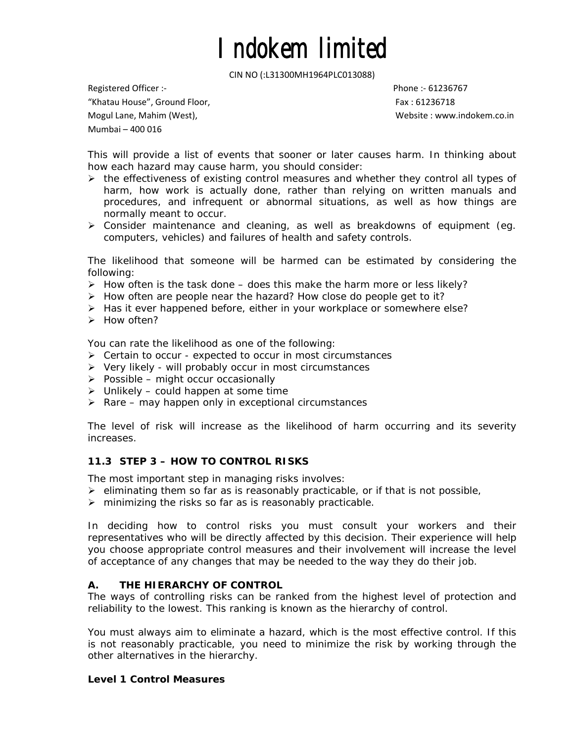This will provide a list of events that sooner or later causes harm. In thinking about how each hazard may cause harm, you should consider:

- the effectiveness of existing control measures and whether they control all types of harm, how work is actually done, rather than relying on written manuals and procedures, and infrequent or abnormal situations, as well as how things are normally meant to occur.
- Consider maintenance and cleaning, as well as breakdowns of equipment (eg. computers, vehicles) and failures of health and safety controls.

The likelihood that someone will be harmed can be estimated by considering the following:

- How often is the task done – does this make the harm more or less likely?
- How often are people near the hazard? How close do people get to it?
- Has it ever happened before, either in your workplace or somewhere else?
- How often?

You can rate the likelihood as one of the following:

- Certain to occur - expected to occur in most circumstances
- Very likely - will probably occur in most circumstances
- Possible – might occur occasionally
- Unlikely – could happen at some time
- Rare – may happen only in exceptional circumstances

The level of risk will increase as the likelihood of harm occurring and its severity increases.

### 11.3 STEP 3 – HOW TO CONTROL RISKS

The most important step in managing risks involves:

- eliminating them so far as is reasonably practicable, or if that is not possible,
- minimizing the risks so far as is reasonably practicable.

In deciding how to control risks you must consult your workers and their representatives who will be directly affected by this decision. Their experience will help you choose appropriate control measures and their involvement will increase the level of acceptance of any changes that may be needed to the way they do their job.

#### A. THE HIERARCHY OF CONTROL

The ways of controlling risks can be ranked from the highest level of protection and reliability to the lowest. This ranking is known as the hierarchy of control.

You must always aim to eliminate a hazard, which is the most effective control. If this is not reasonably practicable, you need to minimize the risk by working through the other alternatives in the hierarchy.

**Level 1 Control Measures**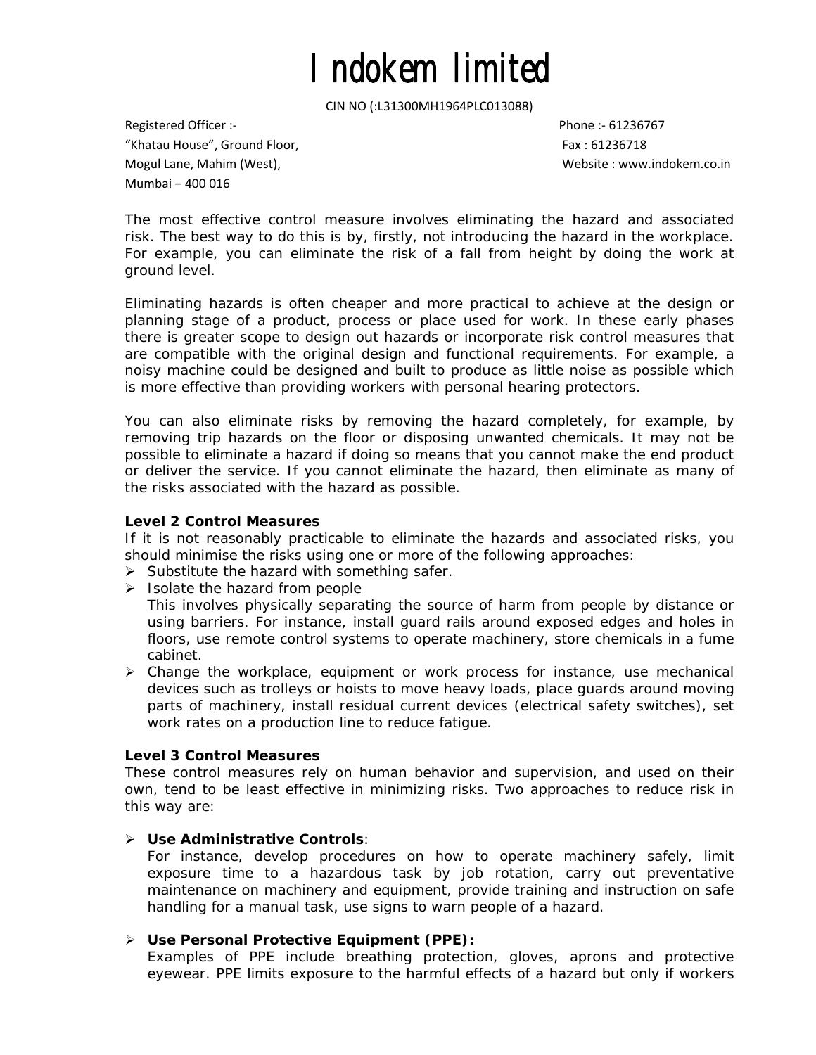The most effective control measure involves eliminating the hazard and associated risk. The best way to do this is by, firstly, not introducing the hazard in the workplace. For example, you can eliminate the risk of a fall from height by doing the work at ground level.

Eliminating hazards is often cheaper and more practical to achieve at the design or planning stage of a product, process or place used for work. In these early phases there is greater scope to design out hazards or incorporate risk control measures that are compatible with the original design and functional requirements. For example, a noisy machine could be designed and built to produce as little noise as possible which is more effective than providing workers with personal hearing protectors.

You can also eliminate risks by removing the hazard completely, for example, by removing trip hazards on the floor or disposing unwanted chemicals. It may not be possible to eliminate a hazard if doing so means that you cannot make the end product or deliver the service. If you cannot eliminate the hazard, then eliminate as many of the risks associated with the hazard as possible.

**Level 2 Control Measures**

If it is not reasonably practicable to eliminate the hazards and associated risks, you should minimise the risks using one or more of the following approaches:

- Substitute the hazard with something safer.
- Isolate the hazard from people

  This involves physically separating the source of harm from people by distance or using barriers. For instance, install guard rails around exposed edges and holes in floors, use remote control systems to operate machinery, store chemicals in a fume cabinet.
- Change the workplace, equipment or work process for instance, use mechanical devices such as trolleys or hoists to move heavy loads, place guards around moving parts of machinery, install residual current devices (electrical safety switches), set work rates on a production line to reduce fatigue.

**Level 3 Control Measures**

These control measures rely on human behavior and supervision, and used on their own, tend to be least effective in minimizing risks. Two approaches to reduce risk in this way are:

- **Use Administrative Controls**:

  For instance, develop procedures on how to operate machinery safely, limit exposure time to a hazardous task by job rotation, carry out preventative maintenance on machinery and equipment, provide training and instruction on safe handling for a manual task, use signs to warn people of a hazard.

- **Use Personal Protective Equipment (PPE):**

  Examples of PPE include breathing protection, gloves, aprons and protective eyewear. PPE limits exposure to the harmful effects of a hazard but only if workers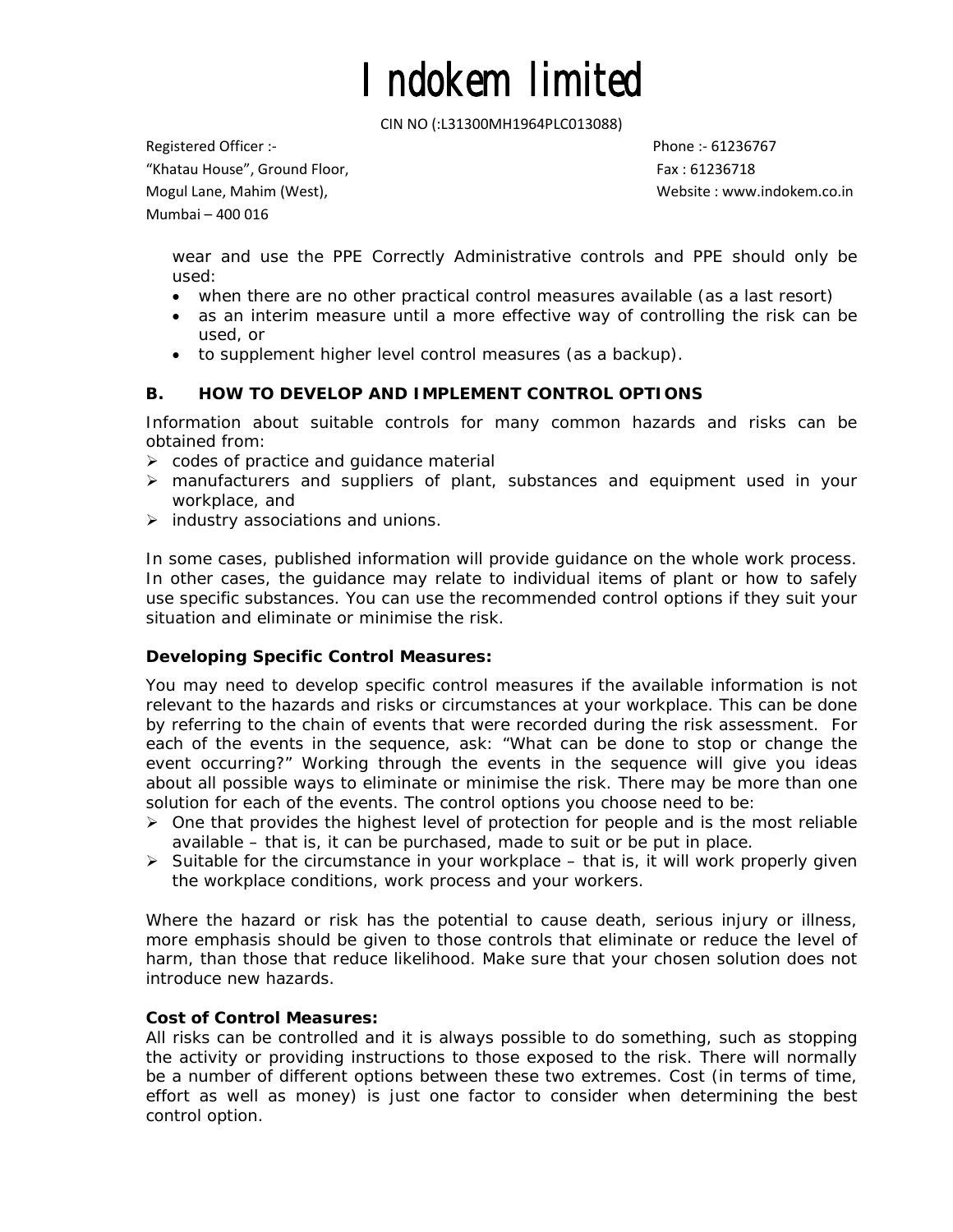wear and use the PPE Correctly Administrative controls and PPE should only be used:

- when there are no other practical control measures available (as a last resort)
- as an interim measure until a more effective way of controlling the risk can be used, or
- to supplement higher level control measures (as a backup).

## B. HOW TO DEVELOP AND IMPLEMENT CONTROL OPTIONS

Information about suitable controls for many common hazards and risks can be obtained from:

- codes of practice and guidance material
- manufacturers and suppliers of plant, substances and equipment used in your workplace, and
- industry associations and unions.

In some cases, published information will provide guidance on the whole work process. In other cases, the guidance may relate to individual items of plant or how to safely use specific substances. You can use the recommended control options if they suit your situation and eliminate or minimise the risk.

**Developing Specific Control Measures:**

You may need to develop specific control measures if the available information is not relevant to the hazards and risks or circumstances at your workplace. This can be done by referring to the chain of events that were recorded during the risk assessment. For each of the events in the sequence, ask: "What can be done to stop or change the event occurring?" Working through the events in the sequence will give you ideas about all possible ways to eliminate or minimise the risk. There may be more than one solution for each of the events. The control options you choose need to be:

- One that provides the highest level of protection for people and is the most reliable available – that is, it can be purchased, made to suit or be put in place.
- Suitable for the circumstance in your workplace – that is, it will work properly given the workplace conditions, work process and your workers.

Where the hazard or risk has the potential to cause death, serious injury or illness, more emphasis should be given to those controls that eliminate or reduce the level of harm, than those that reduce likelihood. Make sure that your chosen solution does not introduce new hazards.

**Cost of Control Measures:**

All risks can be controlled and it is always possible to do something, such as stopping the activity or providing instructions to those exposed to the risk. There will normally be a number of different options between these two extremes. Cost (in terms of time, effort as well as money) is just one factor to consider when determining the best control option.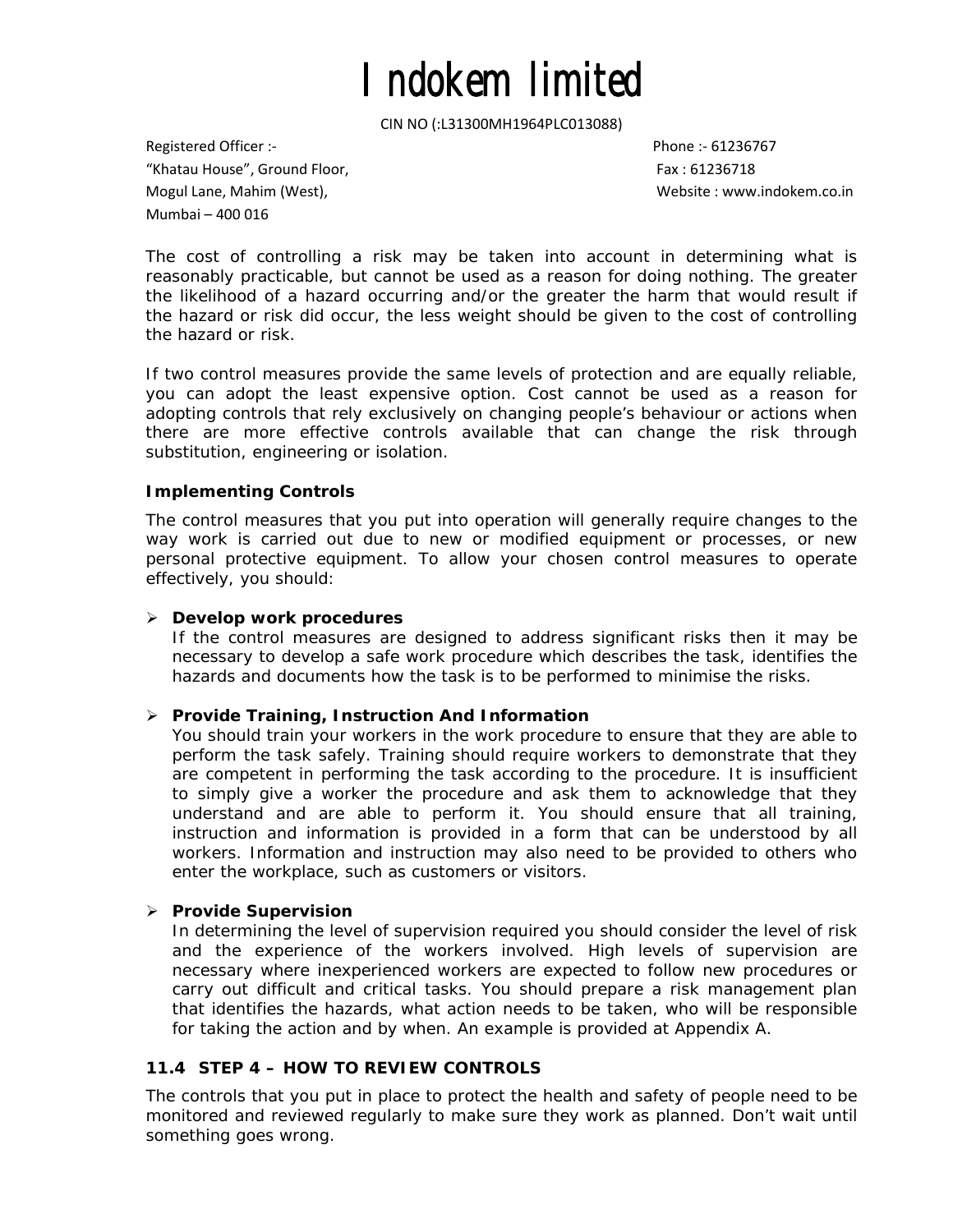The cost of controlling a risk may be taken into account in determining what is reasonably practicable, but cannot be used as a reason for doing nothing. The greater the likelihood of a hazard occurring and/or the greater the harm that would result if the hazard or risk did occur, the less weight should be given to the cost of controlling the hazard or risk.

If two control measures provide the same levels of protection and are equally reliable, you can adopt the least expensive option. Cost cannot be used as a reason for adopting controls that rely exclusively on changing people's behaviour or actions when there are more effective controls available that can change the risk through substitution, engineering or isolation.

**Implementing Controls**

The control measures that you put into operation will generally require changes to the way work is carried out due to new or modified equipment or processes, or new personal protective equipment. To allow your chosen control measures to operate effectively, you should:

- **Develop work procedures**
  If the control measures are designed to address significant risks then it may be necessary to develop a safe work procedure which describes the task, identifies the hazards and documents how the task is to be performed to minimise the risks.

- **Provide Training, Instruction And Information**
  You should train your workers in the work procedure to ensure that they are able to perform the task safely. Training should require workers to demonstrate that they are competent in performing the task according to the procedure. It is insufficient to simply give a worker the procedure and ask them to acknowledge that they understand and are able to perform it. You should ensure that all training, instruction and information is provided in a form that can be understood by all workers. Information and instruction may also need to be provided to others who enter the workplace, such as customers or visitors.

- **Provide Supervision**
  In determining the level of supervision required you should consider the level of risk and the experience of the workers involved. High levels of supervision are necessary where inexperienced workers are expected to follow new procedures or carry out difficult and critical tasks. You should prepare a risk management plan that identifies the hazards, what action needs to be taken, who will be responsible for taking the action and by when. An example is provided at Appendix A.

### 11.4 STEP 4 – HOW TO REVIEW CONTROLS

The controls that you put in place to protect the health and safety of people need to be monitored and reviewed regularly to make sure they work as planned. Don't wait until something goes wrong.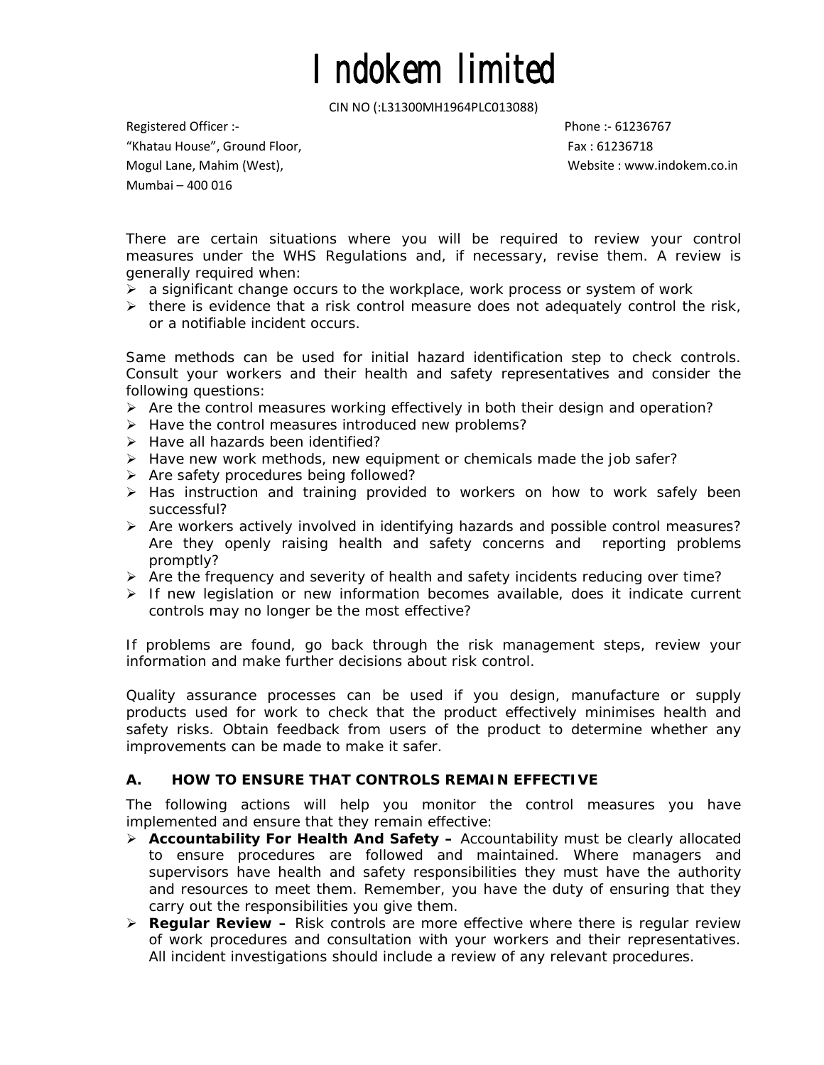# Indokem limited

CIN NO (:L31300MH1964PLC013088)

Registered Officer :-
"Khatau House", Ground Floor,
Mogul Lane, Mahim (West),
Mumbai – 400 016

Phone :- 61236767
Fax : 61236718
Website : www.indokem.co.in

There are certain situations where you will be required to review your control measures under the WHS Regulations and, if necessary, revise them. A review is generally required when:

- a significant change occurs to the workplace, work process or system of work
- there is evidence that a risk control measure does not adequately control the risk, or a notifiable incident occurs.

Same methods can be used for initial hazard identification step to check controls. Consult your workers and their health and safety representatives and consider the following questions:

- Are the control measures working effectively in both their design and operation?
- Have the control measures introduced new problems?
- Have all hazards been identified?
- Have new work methods, new equipment or chemicals made the job safer?
- Are safety procedures being followed?
- Has instruction and training provided to workers on how to work safely been successful?
- Are workers actively involved in identifying hazards and possible control measures? Are they openly raising health and safety concerns and reporting problems promptly?
- Are the frequency and severity of health and safety incidents reducing over time?
- If new legislation or new information becomes available, does it indicate current controls may no longer be the most effective?

If problems are found, go back through the risk management steps, review your information and make further decisions about risk control.

Quality assurance processes can be used if you design, manufacture or supply products used for work to check that the product effectively minimises health and safety risks. Obtain feedback from users of the product to determine whether any improvements can be made to make it safer.

### A. HOW TO ENSURE THAT CONTROLS REMAIN EFFECTIVE

The following actions will help you monitor the control measures you have implemented and ensure that they remain effective:

- **Accountability For Health And Safety –** Accountability must be clearly allocated to ensure procedures are followed and maintained. Where managers and supervisors have health and safety responsibilities they must have the authority and resources to meet them. Remember, you have the duty of ensuring that they carry out the responsibilities you give them.
- **Regular Review –** Risk controls are more effective where there is regular review of work procedures and consultation with your workers and their representatives. All incident investigations should include a review of any relevant procedures.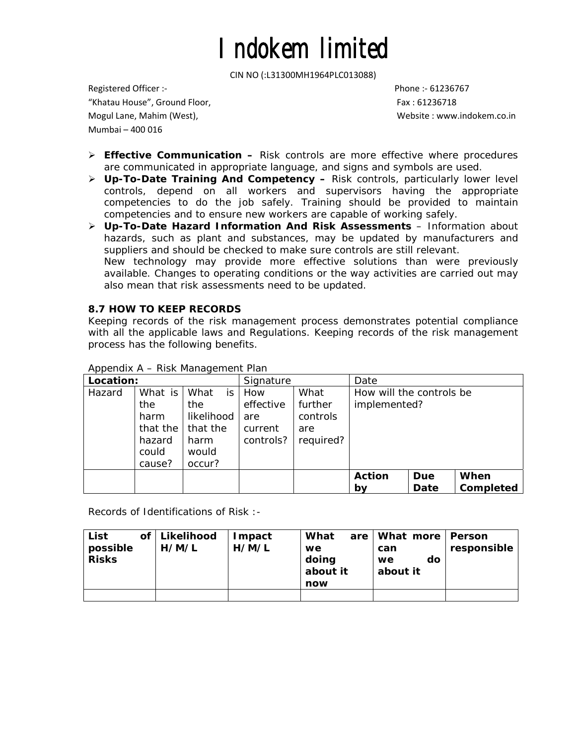# Indokem limited

CIN NO (:L31300MH1964PLC013088)

Registered Officer :-
"Khatau House", Ground Floor,
Mogul Lane, Mahim (West),
Mumbai – 400 016

Phone :- 61236767
Fax : 61236718
Website : www.indokem.co.in

- **Effective Communication –** Risk controls are more effective where procedures are communicated in appropriate language, and signs and symbols are used.
- **Up-To-Date Training And Competency –** Risk controls, particularly lower level controls, depend on all workers and supervisors having the appropriate competencies to do the job safely. Training should be provided to maintain competencies and to ensure new workers are capable of working safely.
- **Up-To-Date Hazard Information And Risk Assessments** – Information about hazards, such as plant and substances, may be updated by manufacturers and suppliers and should be checked to make sure controls are still relevant.
  New technology may provide more effective solutions than were previously available. Changes to operating conditions or the way activities are carried out may also mean that risk assessments need to be updated.

**8.7 HOW TO KEEP RECORDS**

Keeping records of the risk management process demonstrates potential compliance with all the applicable laws and Regulations. Keeping records of the risk management process has the following benefits.

Appendix A – Risk Management Plan

| **Location:** | | | Signature | | Date | | |
|---|---|---|---|---|---|---|---|
| Hazard | What is the harm that the hazard could cause? | What is the likelihood that the harm would occur? | How effective are current controls? | What further controls are required? | How will the controls be implemented? | | |
| | | | | | **Action by** | **Due Date** | **When Completed** |

Records of Identifications of Risk :-

| **List of possible Risks** | **Likelihood H/M/L** | **Impact H/M/L** | **What are we doing about it now** | **What more can we do about it** | **Person responsible** |
|---|---|---|---|---|---|
| | | | | | |